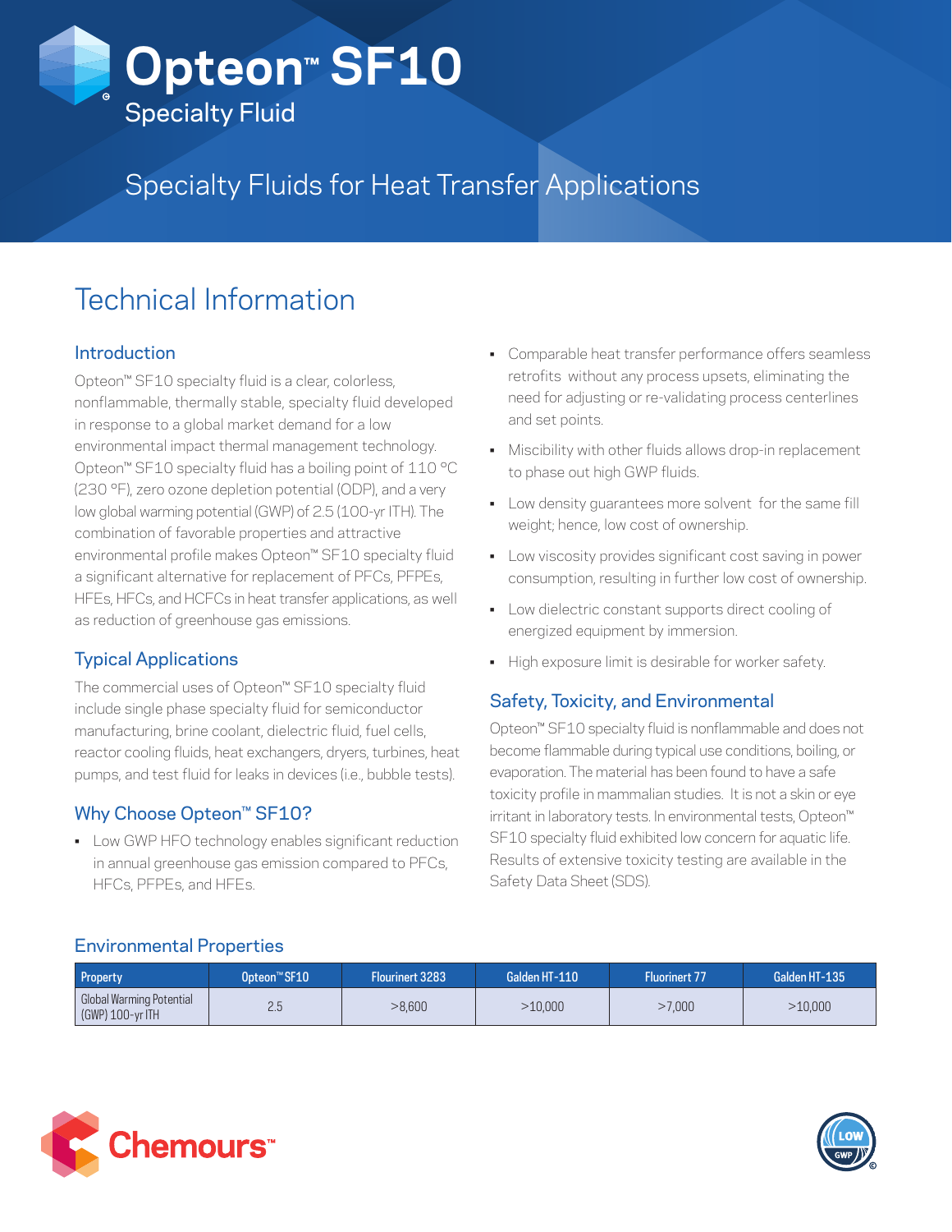# Opteon™ SF10

Specialty Fluid

Specialty Fluids for Heat Transfer Applications

## Technical Information

### Introduction

Opteon™ SF10 specialty fluid is a clear, colorless, nonflammable, thermally stable, specialty fluid developed in response to a global market demand for a low environmental impact thermal management technology. Opteon™ SF10 specialty fluid has a boiling point of 110 °C (230 °F), zero ozone depletion potential (ODP), and a very low global warming potential (GWP) of 2.5 (100-yr ITH). The combination of favorable properties and attractive environmental profile makes Opteon™ SF10 specialty fluid a significant alternative for replacement of PFCs, PFPEs, HFEs, HFCs, and HCFCs in heat transfer applications, as well as reduction of greenhouse gas emissions.

### Typical Applications

The commercial uses of Opteon™ SF10 specialty fluid include single phase specialty fluid for semiconductor manufacturing, brine coolant, dielectric fluid, fuel cells, reactor cooling fluids, heat exchangers, dryers, turbines, heat pumps, and test fluid for leaks in devices (i.e., bubble tests).

### Why Choose Opteon™ SF10?

- Low GWP HFO technology enables significant reduction in annual greenhouse gas emission compared to PFCs, HFCs, PFPEs, and HFEs.
- Comparable heat transfer performance offers seamless retrofits without any process upsets, eliminating the need for adjusting or re-validating process centerlines and set points.
- Miscibility with other fluids allows drop-in replacement to phase out high GWP fluids.
- Low density guarantees more solvent for the same fill weight; hence, low cost of ownership.
- Low viscosity provides significant cost saving in power consumption, resulting in further low cost of ownership.
- Low dielectric constant supports direct cooling of energized equipment by immersion.
- High exposure limit is desirable for worker safety.

### Safety, Toxicity, and Environmental

Opteon™ SF10 specialty fluid is nonflammable and does not become flammable during typical use conditions, boiling, or evaporation. The material has been found to have a safe toxicity profile in mammalian studies. It is not a skin or eye irritant in laboratory tests. In environmental tests, Opteon™ SF10 specialty fluid exhibited low concern for aquatic life. Results of extensive toxicity testing are available in the Safety Data Sheet (SDS).

### Environmental Properties

| Property | Opteon™ SF10 | Flourinert 3283 | Galden HT-110 | Flourinert 77 | Galden HT-135 |
|---|---|---|---|---|---|
| Global Warming Potential (GWP) 100-yr ITH | 2.5 | >8,600 | >10,000 | >7,000 | >10,000 |

Chemours™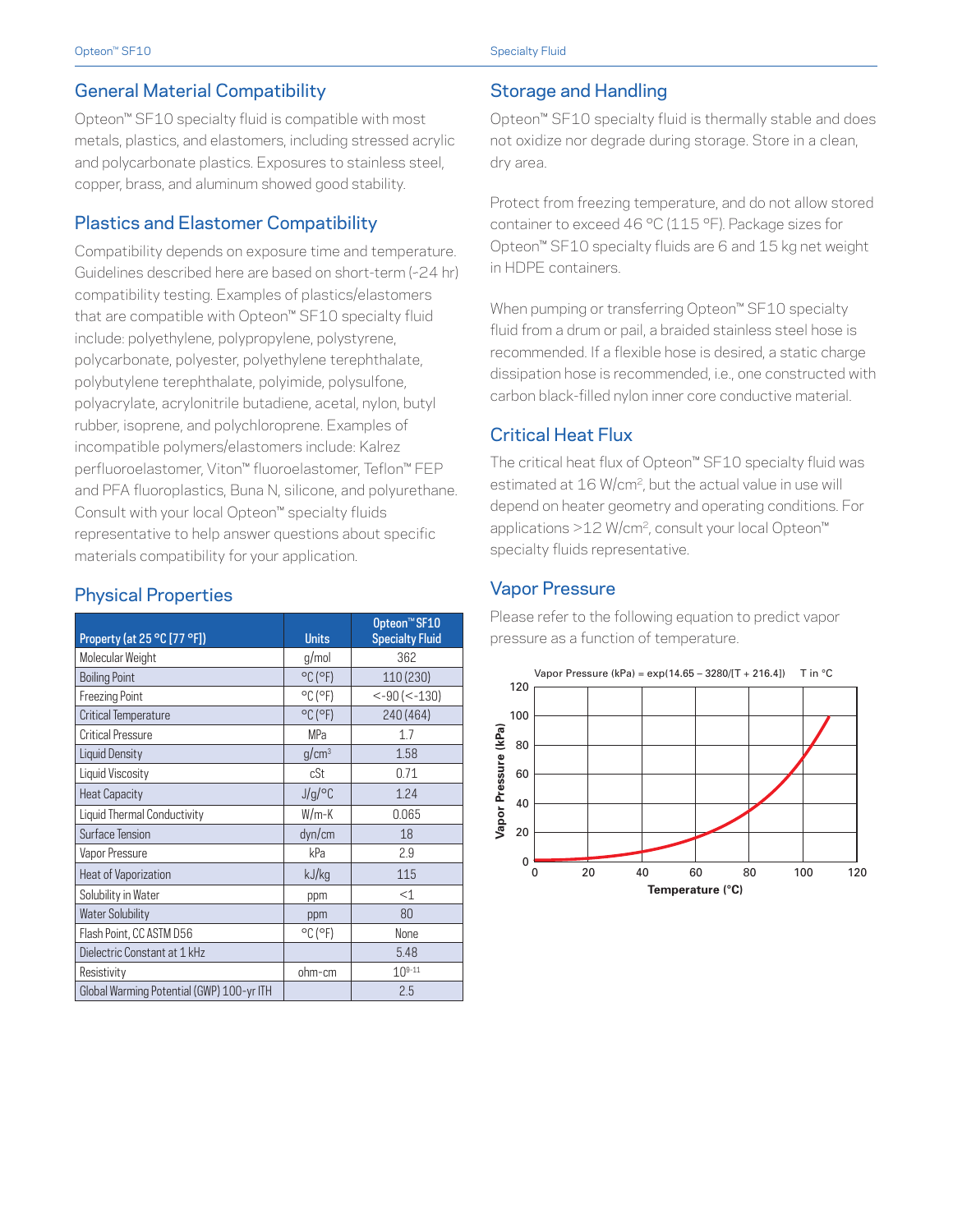## General Material Compatibility

Opteon™ SF10 specialty fluid is compatible with most metals, plastics, and elastomers, including stressed acrylic and polycarbonate plastics. Exposures to stainless steel, copper, brass, and aluminum showed good stability.

## Plastics and Elastomer Compatibility

Compatibility depends on exposure time and temperature. Guidelines described here are based on short-term (~24 hr) compatibility testing. Examples of plastics/elastomers that are compatible with Opteon™ SF10 specialty fluid include: polyethylene, polypropylene, polystyrene, polycarbonate, polyester, polyethylene terephthalate, polybutylene terephthalate, polyimide, polysulfone, polyacrylate, acrylonitrile butadiene, acetal, nylon, butyl rubber, isoprene, and polychloroprene. Examples of incompatible polymers/elastomers include: Kalrez perfluoroelastomer, Viton™ fluoroelastomer, Teflon™ FEP and PFA fluoroplastics, Buna N, silicone, and polyurethane. Consult with your local Opteon™ specialty fluids representative to help answer questions about specific materials compatibility for your application.

## Physical Properties

| Property (at 25 °C [77 °F]) | Units | Opteon™ SF10 Specialty Fluid |
|---|---|---|
| Molecular Weight | g/mol | 362 |
| Boiling Point | °C (°F) | 110 (230) |
| Freezing Point | °C (°F) | <-90 (<-130) |
| Critical Temperature | °C (°F) | 240 (464) |
| Critical Pressure | MPa | 1.7 |
| Liquid Density | g/cm$^3$ | 1.58 |
| Liquid Viscosity | cSt | 0.71 |
| Heat Capacity | J/g/°C | 1.24 |
| Liquid Thermal Conductivity | W/m-K | 0.065 |
| Surface Tension | dyn/cm | 18 |
| Vapor Pressure | kPa | 2.9 |
| Heat of Vaporization | kJ/kg | 115 |
| Solubility in Water | ppm | <1 |
| Water Solubility | ppm | 80 |
| Flash Point, CC ASTM D56 | °C (°F) | None |
| Dielectric Constant at 1 kHz | | 5.48 |
| Resistivity | ohm-cm | $10^{9-11}$ |
| Global Warming Potential (GWP) 100-yr ITH | | 2.5 |

## Storage and Handling

Opteon™ SF10 specialty fluid is thermally stable and does not oxidize nor degrade during storage. Store in a clean, dry area.

Protect from freezing temperature, and do not allow stored container to exceed 46 °C (115 °F). Package sizes for Opteon™ SF10 specialty fluids are 6 and 15 kg net weight in HDPE containers.

When pumping or transferring Opteon™ SF10 specialty fluid from a drum or pail, a braided stainless steel hose is recommended. If a flexible hose is desired, a static charge dissipation hose is recommended, i.e., one constructed with carbon black-filled nylon inner core conductive material.

## Critical Heat Flux

The critical heat flux of Opteon™ SF10 specialty fluid was estimated at 16 W/cm$^2$, but the actual value in use will depend on heater geometry and operating conditions. For applications >12 W/cm$^2$, consult your local Opteon™ specialty fluids representative.

## Vapor Pressure

Please refer to the following equation to predict vapor pressure as a function of temperature.

$$\text{Vapor Pressure (kPa)} = \exp(14.65 - 3280/[T + 216.4]) \quad \text{T in °C}$$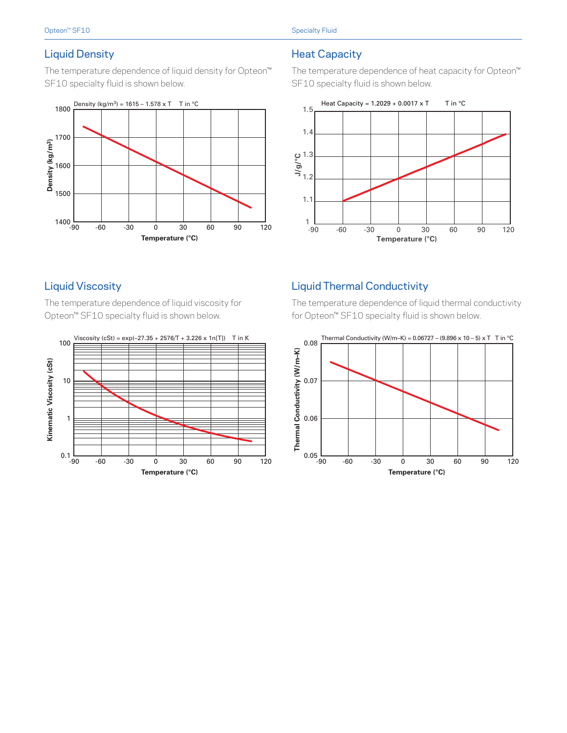## Liquid Density

The temperature dependence of liquid density for Opteon™ SF10 specialty fluid is shown below.

Density (kg/m$^3$) = 1615 – 1.578 x T  T in °C

## Heat Capacity

The temperature dependence of heat capacity for Opteon™ SF10 specialty fluid is shown below.

Heat Capacity = 1.2029 + 0.0017 x T  T in °C

## Liquid Viscosity

The temperature dependence of liquid viscosity for Opteon™ SF10 specialty fluid is shown below.

Viscosity (cSt) = exp(–27.35 + 2576/T + 3.226 x ln[T])  T in K

## Liquid Thermal Conductivity

The temperature dependence of liquid thermal conductivity for Opteon™ SF10 specialty fluid is shown below.

Thermal Conductivity (W/m–K) = 0.06727 – (9.896 x 10 – 5) x T  T in °C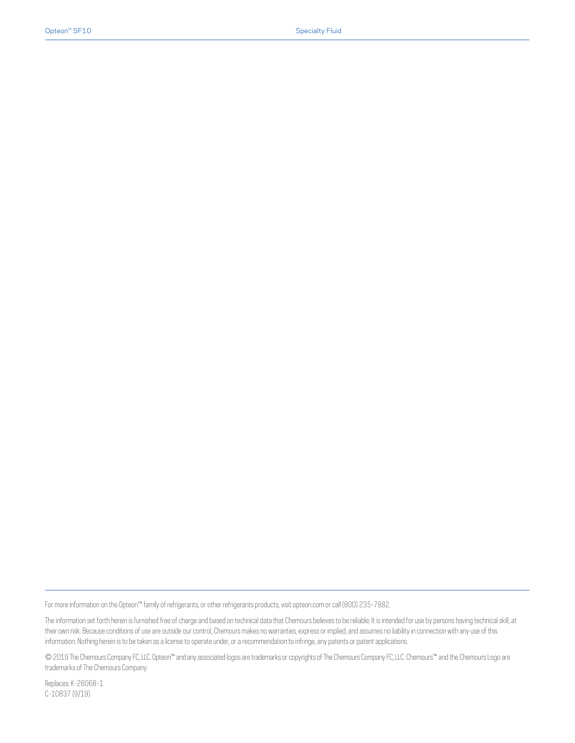For more information on the Opteon™ family of refrigerants, or other refrigerants products, visit opteon.com or call (800) 235-7882.

The information set forth herein is furnished free of charge and based on technical data that Chemours believes to be reliable. It is intended for use by persons having technical skill, at their own risk. Because conditions of use are outside our control, Chemours makes no warranties, express or implied, and assumes no liability in connection with any use of this information. Nothing herein is to be taken as a license to operate under, or a recommendation to infringe, any patents or patent applications.

© 2019 The Chemours Company FC, LLC. Opteon™ and any associated logos are trademarks or copyrights of The Chemours Company FC, LLC. Chemours™ and the Chemours Logo are trademarks of The Chemours Company.

Replaces: K-26068-1
C-10837 (9/19)